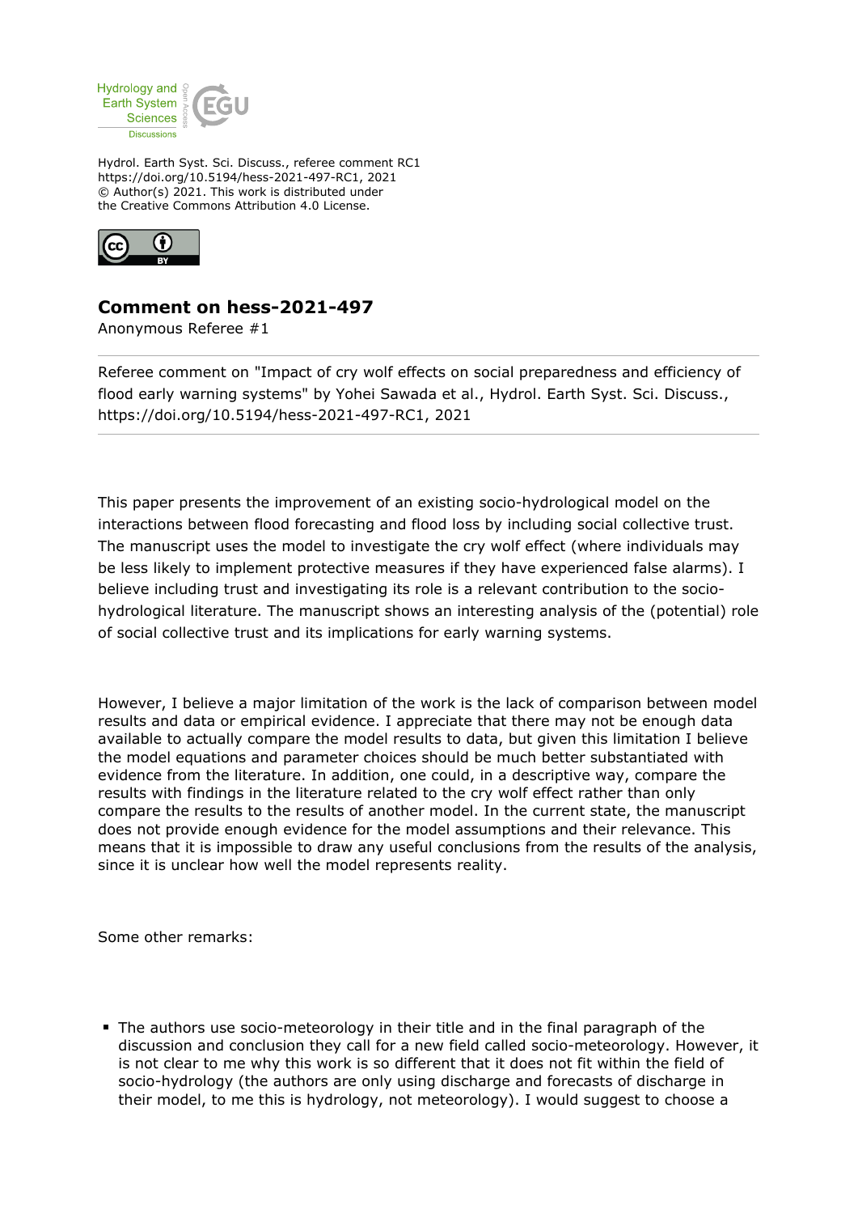Hydrol. Earth Syst. Sci. Discuss., referee comment RC1
https://doi.org/10.5194/hess-2021-497-RC1, 2021
© Author(s) 2021. This work is distributed under
the Creative Commons Attribution 4.0 License.

## Comment on hess-2021-497

Anonymous Referee #1

Referee comment on "Impact of cry wolf effects on social preparedness and efficiency of flood early warning systems" by Yohei Sawada et al., Hydrol. Earth Syst. Sci. Discuss., https://doi.org/10.5194/hess-2021-497-RC1, 2021

This paper presents the improvement of an existing socio-hydrological model on the interactions between flood forecasting and flood loss by including social collective trust. The manuscript uses the model to investigate the cry wolf effect (where individuals may be less likely to implement protective measures if they have experienced false alarms). I believe including trust and investigating its role is a relevant contribution to the socio-hydrological literature. The manuscript shows an interesting analysis of the (potential) role of social collective trust and its implications for early warning systems.

However, I believe a major limitation of the work is the lack of comparison between model results and data or empirical evidence. I appreciate that there may not be enough data available to actually compare the model results to data, but given this limitation I believe the model equations and parameter choices should be much better substantiated with evidence from the literature. In addition, one could, in a descriptive way, compare the results with findings in the literature related to the cry wolf effect rather than only compare the results to the results of another model. In the current state, the manuscript does not provide enough evidence for the model assumptions and their relevance. This means that it is impossible to draw any useful conclusions from the results of the analysis, since it is unclear how well the model represents reality.

Some other remarks:

- The authors use socio-meteorology in their title and in the final paragraph of the discussion and conclusion they call for a new field called socio-meteorology. However, it is not clear to me why this work is so different that it does not fit within the field of socio-hydrology (the authors are only using discharge and forecasts of discharge in their model, to me this is hydrology, not meteorology). I would suggest to choose a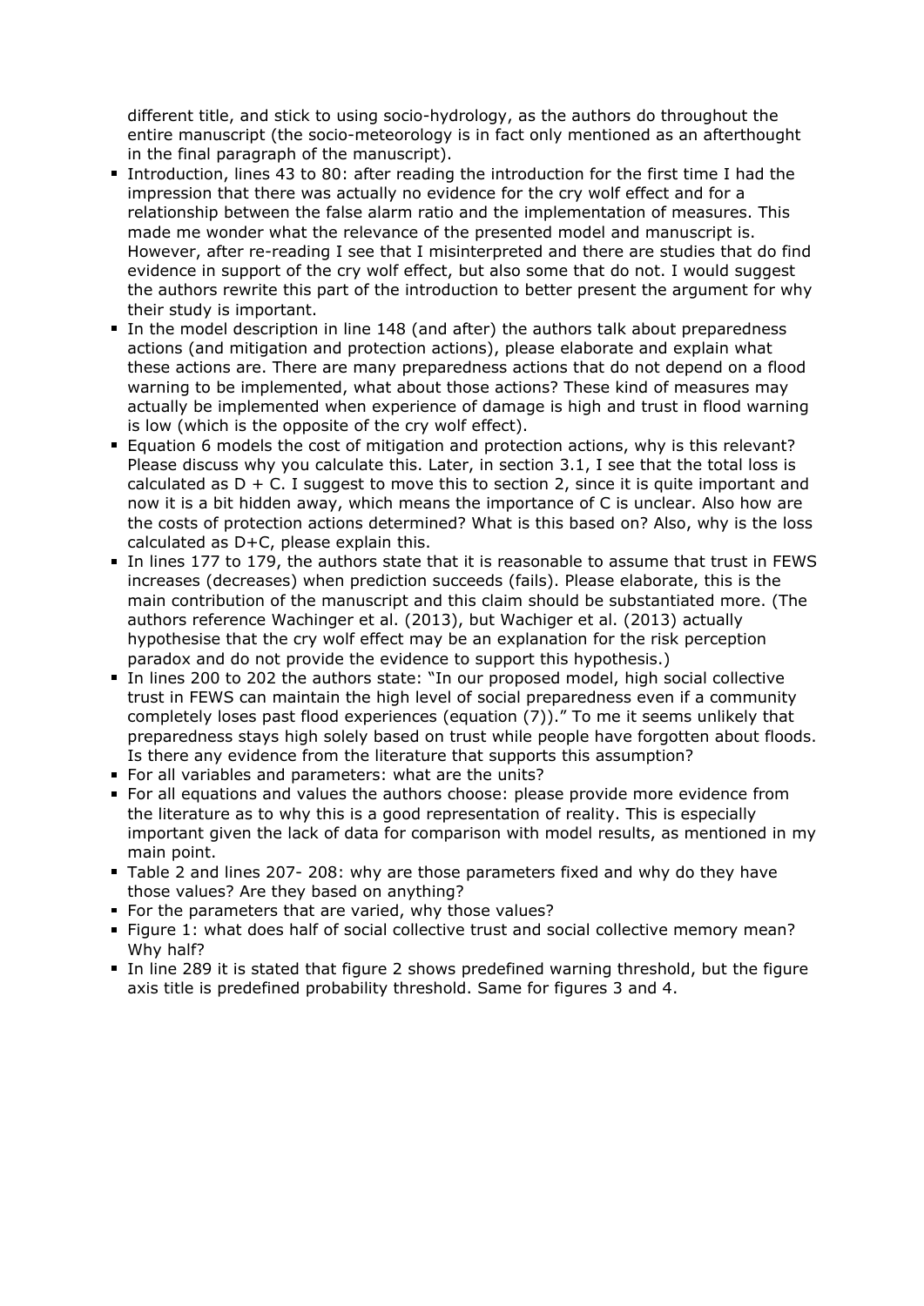different title, and stick to using socio-hydrology, as the authors do throughout the entire manuscript (the socio-meteorology is in fact only mentioned as an afterthought in the final paragraph of the manuscript).

- Introduction, lines 43 to 80: after reading the introduction for the first time I had the impression that there was actually no evidence for the cry wolf effect and for a relationship between the false alarm ratio and the implementation of measures. This made me wonder what the relevance of the presented model and manuscript is. However, after re-reading I see that I misinterpreted and there are studies that do find evidence in support of the cry wolf effect, but also some that do not. I would suggest the authors rewrite this part of the introduction to better present the argument for why their study is important.
- In the model description in line 148 (and after) the authors talk about preparedness actions (and mitigation and protection actions), please elaborate and explain what these actions are. There are many preparedness actions that do not depend on a flood warning to be implemented, what about those actions? These kind of measures may actually be implemented when experience of damage is high and trust in flood warning is low (which is the opposite of the cry wolf effect).
- Equation 6 models the cost of mitigation and protection actions, why is this relevant? Please discuss why you calculate this. Later, in section 3.1, I see that the total loss is calculated as D + C. I suggest to move this to section 2, since it is quite important and now it is a bit hidden away, which means the importance of C is unclear. Also how are the costs of protection actions determined? What is this based on? Also, why is the loss calculated as D+C, please explain this.
- In lines 177 to 179, the authors state that it is reasonable to assume that trust in FEWS increases (decreases) when prediction succeeds (fails). Please elaborate, this is the main contribution of the manuscript and this claim should be substantiated more. (The authors reference Wachinger et al. (2013), but Wachiger et al. (2013) actually hypothesise that the cry wolf effect may be an explanation for the risk perception paradox and do not provide the evidence to support this hypothesis.)
- In lines 200 to 202 the authors state: "In our proposed model, high social collective trust in FEWS can maintain the high level of social preparedness even if a community completely loses past flood experiences (equation (7))." To me it seems unlikely that preparedness stays high solely based on trust while people have forgotten about floods. Is there any evidence from the literature that supports this assumption?
- For all variables and parameters: what are the units?
- For all equations and values the authors choose: please provide more evidence from the literature as to why this is a good representation of reality. This is especially important given the lack of data for comparison with model results, as mentioned in my main point.
- Table 2 and lines 207- 208: why are those parameters fixed and why do they have those values? Are they based on anything?
- For the parameters that are varied, why those values?
- Figure 1: what does half of social collective trust and social collective memory mean? Why half?
- In line 289 it is stated that figure 2 shows predefined warning threshold, but the figure axis title is predefined probability threshold. Same for figures 3 and 4.